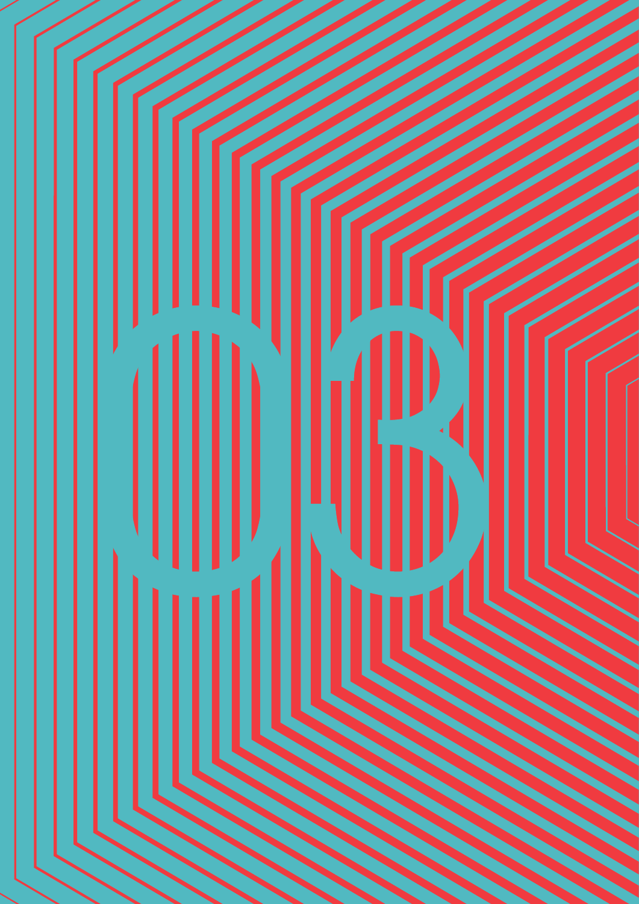# 03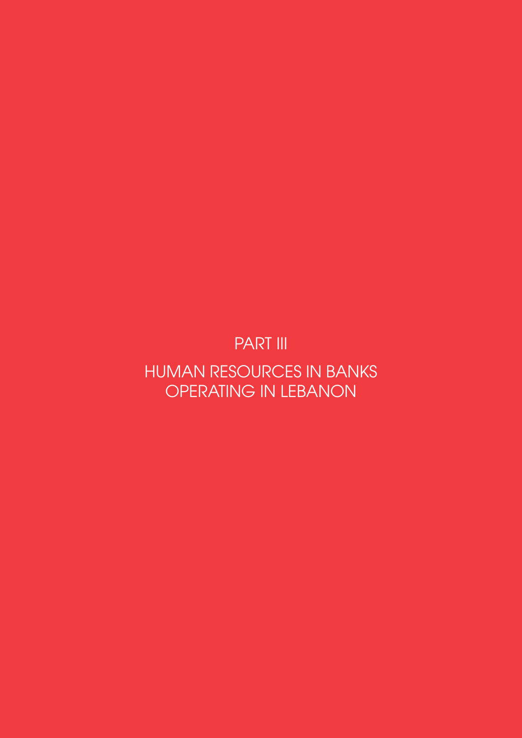# PART III

# HUMAN RESOURCES IN BANKS OPERATING IN LEBANON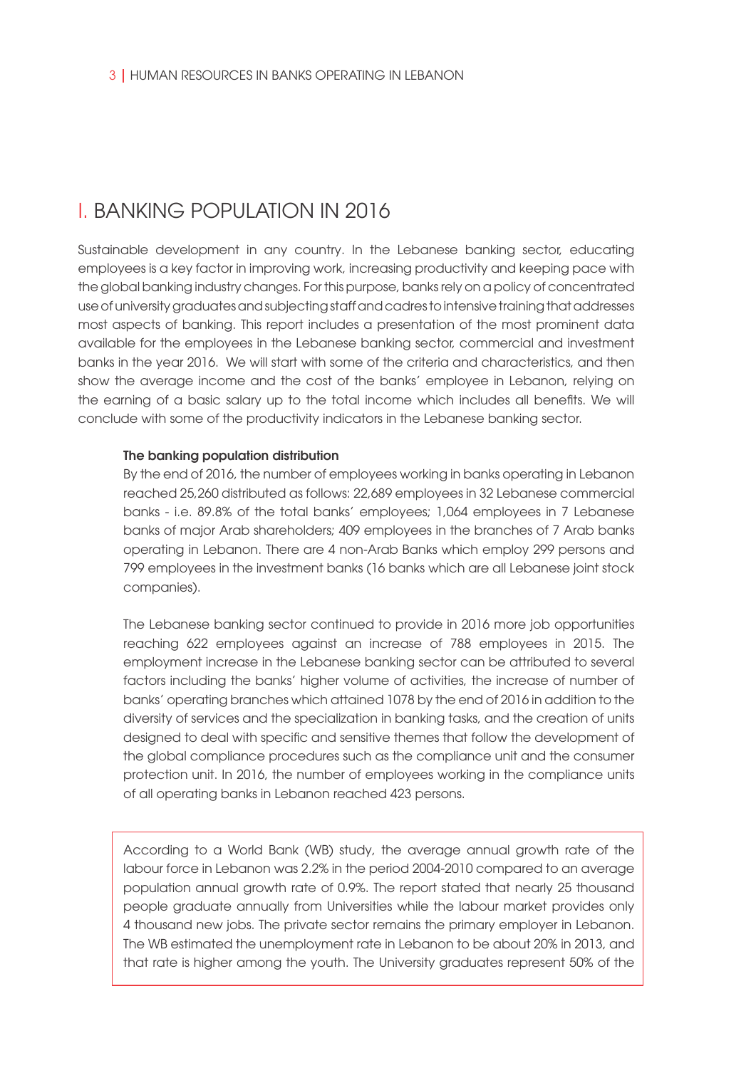# I. BANKING POPULATION IN 2016

Sustainable development in any country. In the Lebanese banking sector, educating employees is a key factor in improving work, increasing productivity and keeping pace with the global banking industry changes. For this purpose, banks rely on a policy of concentrated use of university graduates and subjecting staff and cadres to intensive training that addresses most aspects of banking. This report includes a presentation of the most prominent data available for the employees in the Lebanese banking sector, commercial and investment banks in the year 2016. We will start with some of the criteria and characteristics, and then show the average income and the cost of the banks' employee in Lebanon, relying on the earning of a basic salary up to the total income which includes all benefits. We will conclude with some of the productivity indicators in the Lebanese banking sector.

**The banking population distribution**

By the end of 2016, the number of employees working in banks operating in Lebanon reached 25,260 distributed as follows: 22,689 employees in 32 Lebanese commercial banks - i.e. 89.8% of the total banks' employees; 1,064 employees in 7 Lebanese banks of major Arab shareholders; 409 employees in the branches of 7 Arab banks operating in Lebanon. There are 4 non-Arab Banks which employ 299 persons and 799 employees in the investment banks (16 banks which are all Lebanese joint stock companies).

The Lebanese banking sector continued to provide in 2016 more job opportunities reaching 622 employees against an increase of 788 employees in 2015. The employment increase in the Lebanese banking sector can be attributed to several factors including the banks' higher volume of activities, the increase of number of banks' operating branches which attained 1078 by the end of 2016 in addition to the diversity of services and the specialization in banking tasks, and the creation of units designed to deal with specific and sensitive themes that follow the development of the global compliance procedures such as the compliance unit and the consumer protection unit. In 2016, the number of employees working in the compliance units of all operating banks in Lebanon reached 423 persons.

According to a World Bank (WB) study, the average annual growth rate of the labour force in Lebanon was 2.2% in the period 2004-2010 compared to an average population annual growth rate of 0.9%. The report stated that nearly 25 thousand people graduate annually from Universities while the labour market provides only 4 thousand new jobs. The private sector remains the primary employer in Lebanon. The WB estimated the unemployment rate in Lebanon to be about 20% in 2013, and that rate is higher among the youth. The University graduates represent 50% of the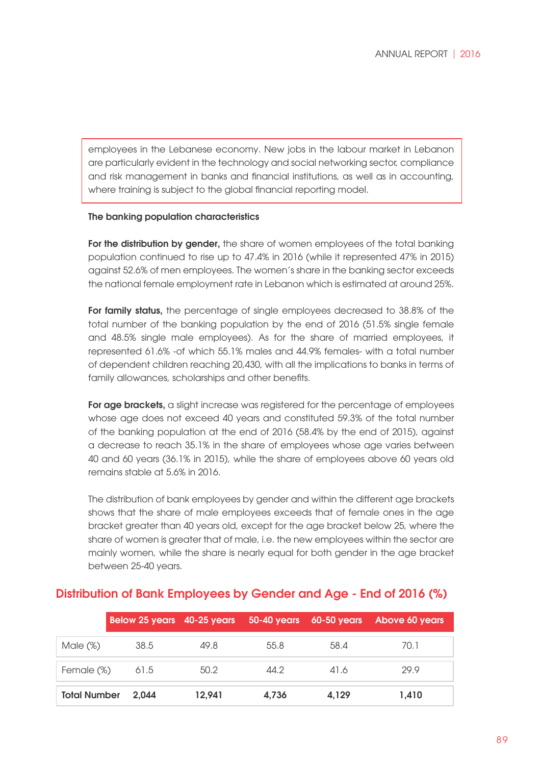employees in the Lebanese economy. New jobs in the labour market in Lebanon are particularly evident in the technology and social networking sector, compliance and risk management in banks and financial institutions, as well as in accounting, where training is subject to the global financial reporting model.

**The banking population characteristics**

**For the distribution by gender,** the share of women employees of the total banking population continued to rise up to 47.4% in 2016 (while it represented 47% in 2015) against 52.6% of men employees. The women's share in the banking sector exceeds the national female employment rate in Lebanon which is estimated at around 25%.

**For family status,** the percentage of single employees decreased to 38.8% of the total number of the banking population by the end of 2016 (51.5% single female and 48.5% single male employees). As for the share of married employees, it represented 61.6% -of which 55.1% males and 44.9% females- with a total number of dependent children reaching 20,430, with all the implications to banks in terms of family allowances, scholarships and other benefits.

**For age brackets,** a slight increase was registered for the percentage of employees whose age does not exceed 40 years and constituted 59.3% of the total number of the banking population at the end of 2016 (58.4% by the end of 2015), against a decrease to reach 35.1% in the share of employees whose age varies between 40 and 60 years (36.1% in 2015), while the share of employees above 60 years old remains stable at 5.6% in 2016.

The distribution of bank employees by gender and within the different age brackets shows that the share of male employees exceeds that of female ones in the age bracket greater than 40 years old, except for the age bracket below 25, where the share of women is greater that of male, i.e. the new employees within the sector are mainly women, while the share is nearly equal for both gender in the age bracket between 25-40 years.

## Distribution of Bank Employees by Gender and Age - End of 2016 (%)

| | Below 25 years | 40-25 years | 50-40 years | 60-50 years | Above 60 years |
|---|---|---|---|---|---|
| Male (%) | 38.5 | 49.8 | 55.8 | 58.4 | 70.1 |
| Female (%) | 61.5 | 50.2 | 44.2 | 41.6 | 29.9 |
| **Total Number** | **2,044** | **12,941** | **4,736** | **4,129** | **1,410** |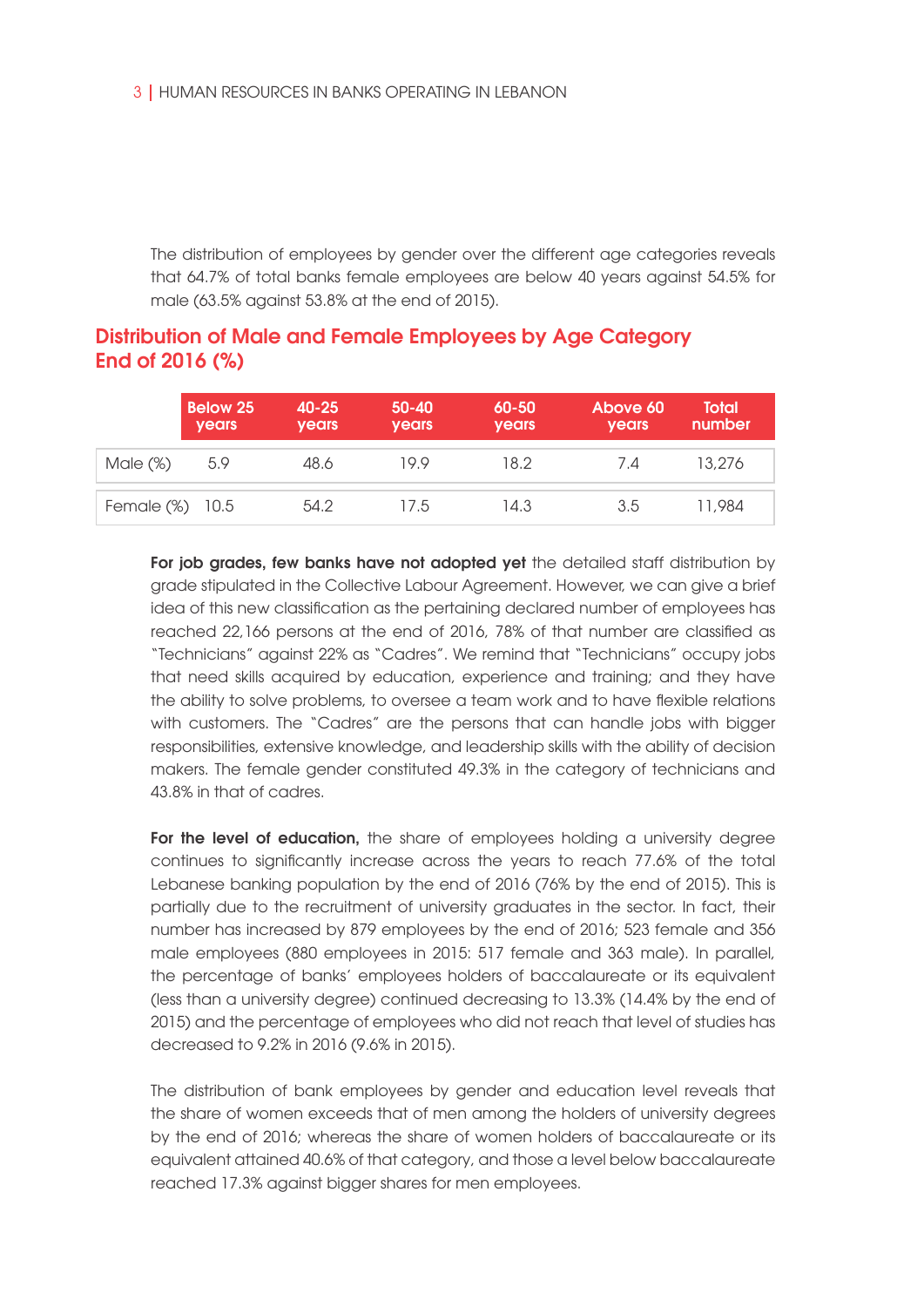The distribution of employees by gender over the different age categories reveals that 64.7% of total banks female employees are below 40 years against 54.5% for male (63.5% against 53.8% at the end of 2015).

## Distribution of Male and Female Employees by Age Category End of 2016 (%)

| | Below 25 years | 40-25 years | 50-40 years | 60-50 years | Above 60 years | Total number |
|---|---|---|---|---|---|---|
| Male (%) | 5.9 | 48.6 | 19.9 | 18.2 | 7.4 | 13,276 |
| Female (%) | 10.5 | 54.2 | 17.5 | 14.3 | 3.5 | 11,984 |

**For job grades, few banks have not adopted yet** the detailed staff distribution by grade stipulated in the Collective Labour Agreement. However, we can give a brief idea of this new classification as the pertaining declared number of employees has reached 22,166 persons at the end of 2016, 78% of that number are classified as "Technicians" against 22% as "Cadres". We remind that "Technicians" occupy jobs that need skills acquired by education, experience and training; and they have the ability to solve problems, to oversee a team work and to have flexible relations with customers. The "Cadres" are the persons that can handle jobs with bigger responsibilities, extensive knowledge, and leadership skills with the ability of decision makers. The female gender constituted 49.3% in the category of technicians and 43.8% in that of cadres.

**For the level of education,** the share of employees holding a university degree continues to significantly increase across the years to reach 77.6% of the total Lebanese banking population by the end of 2016 (76% by the end of 2015). This is partially due to the recruitment of university graduates in the sector. In fact, their number has increased by 879 employees by the end of 2016; 523 female and 356 male employees (880 employees in 2015: 517 female and 363 male). In parallel, the percentage of banks' employees holders of baccalaureate or its equivalent (less than a university degree) continued decreasing to 13.3% (14.4% by the end of 2015) and the percentage of employees who did not reach that level of studies has decreased to 9.2% in 2016 (9.6% in 2015).

The distribution of bank employees by gender and education level reveals that the share of women exceeds that of men among the holders of university degrees by the end of 2016; whereas the share of women holders of baccalaureate or its equivalent attained 40.6% of that category, and those a level below baccalaureate reached 17.3% against bigger shares for men employees.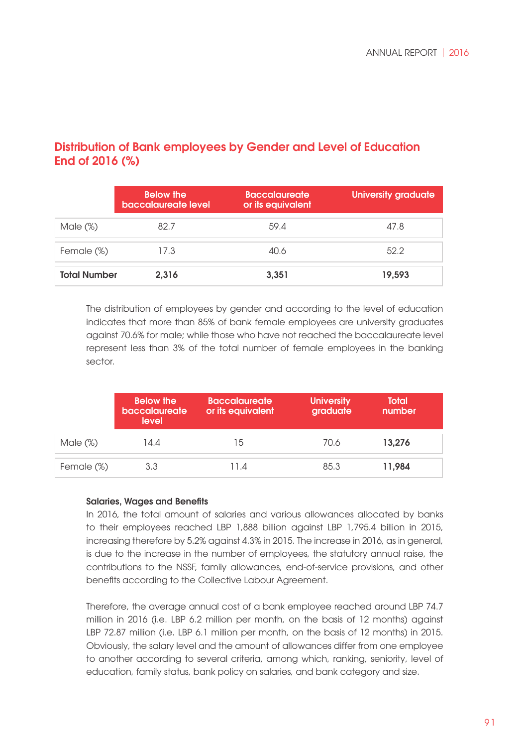## Distribution of Bank employees by Gender and Level of Education End of 2016 (%)

| | Below the baccalaureate level | Baccalaureate or its equivalent | University graduate |
|---|---|---|---|
| Male (%) | 82.7 | 59.4 | 47.8 |
| Female (%) | 17.3 | 40.6 | 52.2 |
| **Total Number** | **2,316** | **3,351** | **19,593** |

The distribution of employees by gender and according to the level of education indicates that more than 85% of bank female employees are university graduates against 70.6% for male; while those who have not reached the baccalaureate level represent less than 3% of the total number of female employees in the banking sector.

| | Below the baccalaureate level | Baccalaureate or its equivalent | University graduate | Total number |
|---|---|---|---|---|
| Male (%) | 14.4 | 15 | 70.6 | **13,276** |
| Female (%) | 3.3 | 11.4 | 85.3 | **11,984** |

**Salaries, Wages and Benefits**

In 2016, the total amount of salaries and various allowances allocated by banks to their employees reached LBP 1,888 billion against LBP 1,795.4 billion in 2015, increasing therefore by 5.2% against 4.3% in 2015. The increase in 2016, as in general, is due to the increase in the number of employees, the statutory annual raise, the contributions to the NSSF, family allowances, end-of-service provisions, and other benefits according to the Collective Labour Agreement.

Therefore, the average annual cost of a bank employee reached around LBP 74.7 million in 2016 (i.e. LBP 6.2 million per month, on the basis of 12 months) against LBP 72.87 million (i.e. LBP 6.1 million per month, on the basis of 12 months) in 2015. Obviously, the salary level and the amount of allowances differ from one employee to another according to several criteria, among which, ranking, seniority, level of education, family status, bank policy on salaries, and bank category and size.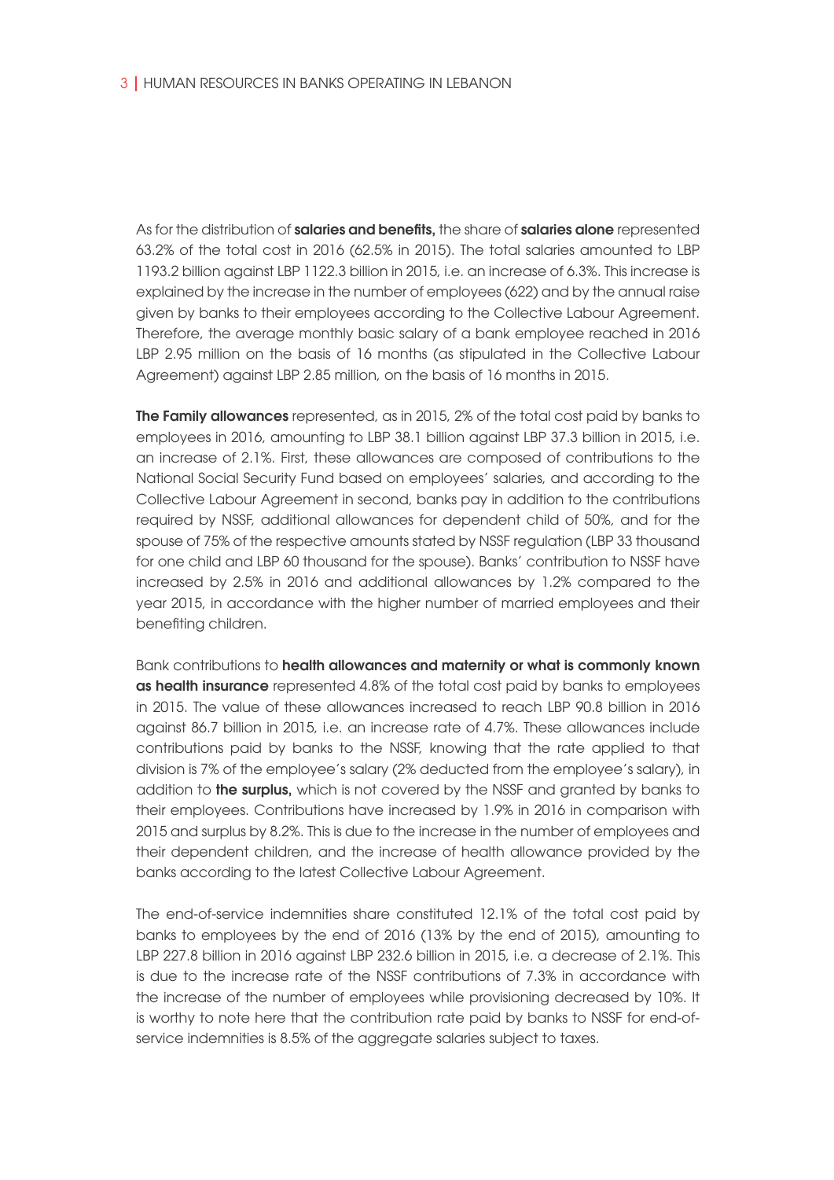As for the distribution of **salaries and benefits,** the share of **salaries alone** represented 63.2% of the total cost in 2016 (62.5% in 2015). The total salaries amounted to LBP 1193.2 billion against LBP 1122.3 billion in 2015, i.e. an increase of 6.3%. This increase is explained by the increase in the number of employees (622) and by the annual raise given by banks to their employees according to the Collective Labour Agreement. Therefore, the average monthly basic salary of a bank employee reached in 2016 LBP 2.95 million on the basis of 16 months (as stipulated in the Collective Labour Agreement) against LBP 2.85 million, on the basis of 16 months in 2015.

**The Family allowances** represented, as in 2015, 2% of the total cost paid by banks to employees in 2016, amounting to LBP 38.1 billion against LBP 37.3 billion in 2015, i.e. an increase of 2.1%. First, these allowances are composed of contributions to the National Social Security Fund based on employees' salaries, and according to the Collective Labour Agreement in second, banks pay in addition to the contributions required by NSSF, additional allowances for dependent child of 50%, and for the spouse of 75% of the respective amounts stated by NSSF regulation (LBP 33 thousand for one child and LBP 60 thousand for the spouse). Banks' contribution to NSSF have increased by 2.5% in 2016 and additional allowances by 1.2% compared to the year 2015, in accordance with the higher number of married employees and their benefiting children.

Bank contributions to **health allowances and maternity or what is commonly known as health insurance** represented 4.8% of the total cost paid by banks to employees in 2015. The value of these allowances increased to reach LBP 90.8 billion in 2016 against 86.7 billion in 2015, i.e. an increase rate of 4.7%. These allowances include contributions paid by banks to the NSSF, knowing that the rate applied to that division is 7% of the employee's salary (2% deducted from the employee's salary), in addition to **the surplus,** which is not covered by the NSSF and granted by banks to their employees. Contributions have increased by 1.9% in 2016 in comparison with 2015 and surplus by 8.2%. This is due to the increase in the number of employees and their dependent children, and the increase of health allowance provided by the banks according to the latest Collective Labour Agreement.

The end-of-service indemnities share constituted 12.1% of the total cost paid by banks to employees by the end of 2016 (13% by the end of 2015), amounting to LBP 227.8 billion in 2016 against LBP 232.6 billion in 2015, i.e. a decrease of 2.1%. This is due to the increase rate of the NSSF contributions of 7.3% in accordance with the increase of the number of employees while provisioning decreased by 10%. It is worthy to note here that the contribution rate paid by banks to NSSF for end-of-service indemnities is 8.5% of the aggregate salaries subject to taxes.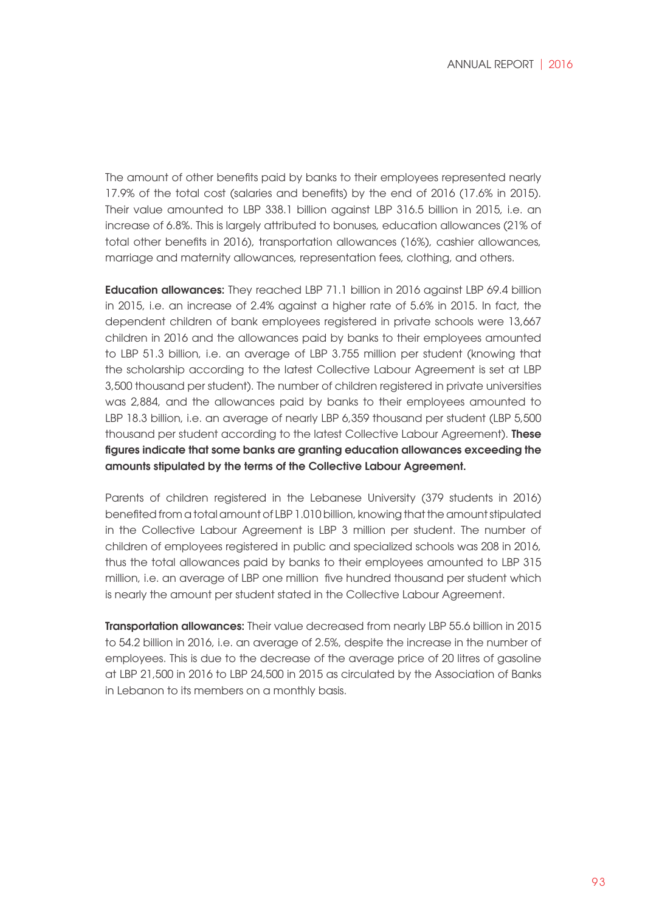The amount of other benefits paid by banks to their employees represented nearly 17.9% of the total cost (salaries and benefits) by the end of 2016 (17.6% in 2015). Their value amounted to LBP 338.1 billion against LBP 316.5 billion in 2015, i.e. an increase of 6.8%. This is largely attributed to bonuses, education allowances (21% of total other benefits in 2016), transportation allowances (16%), cashier allowances, marriage and maternity allowances, representation fees, clothing, and others.

**Education allowances:** They reached LBP 71.1 billion in 2016 against LBP 69.4 billion in 2015, i.e. an increase of 2.4% against a higher rate of 5.6% in 2015. In fact, the dependent children of bank employees registered in private schools were 13,667 children in 2016 and the allowances paid by banks to their employees amounted to LBP 51.3 billion, i.e. an average of LBP 3.755 million per student (knowing that the scholarship according to the latest Collective Labour Agreement is set at LBP 3,500 thousand per student). The number of children registered in private universities was 2,884, and the allowances paid by banks to their employees amounted to LBP 18.3 billion, i.e. an average of nearly LBP 6,359 thousand per student (LBP 5,500 thousand per student according to the latest Collective Labour Agreement). **These figures indicate that some banks are granting education allowances exceeding the amounts stipulated by the terms of the Collective Labour Agreement.**

Parents of children registered in the Lebanese University (379 students in 2016) benefited from a total amount of LBP 1.010 billion, knowing that the amount stipulated in the Collective Labour Agreement is LBP 3 million per student. The number of children of employees registered in public and specialized schools was 208 in 2016, thus the total allowances paid by banks to their employees amounted to LBP 315 million, i.e. an average of LBP one million five hundred thousand per student which is nearly the amount per student stated in the Collective Labour Agreement.

**Transportation allowances:** Their value decreased from nearly LBP 55.6 billion in 2015 to 54.2 billion in 2016, i.e. an average of 2.5%, despite the increase in the number of employees. This is due to the decrease of the average price of 20 litres of gasoline at LBP 21,500 in 2016 to LBP 24,500 in 2015 as circulated by the Association of Banks in Lebanon to its members on a monthly basis.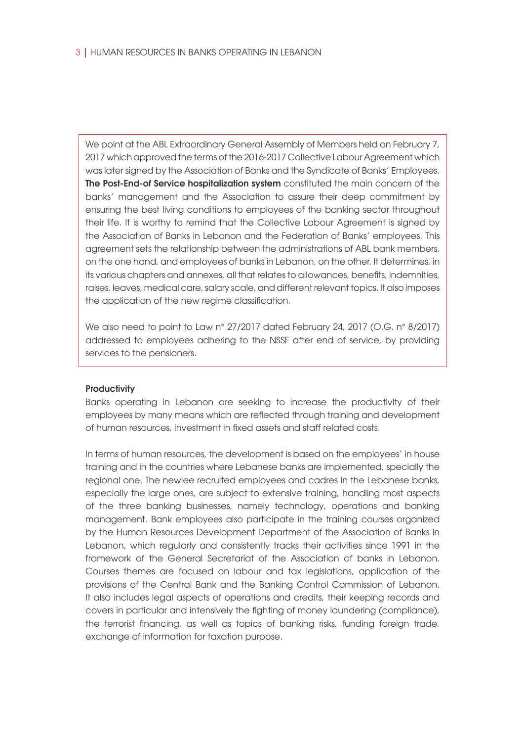We point at the ABL Extraordinary General Assembly of Members held on February 7, 2017 which approved the terms of the 2016-2017 Collective Labour Agreement which was later signed by the Association of Banks and the Syndicate of Banks' Employees. **The Post-End-of Service hospitalization system** constituted the main concern of the banks' management and the Association to assure their deep commitment by ensuring the best living conditions to employees of the banking sector throughout their life. It is worthy to remind that the Collective Labour Agreement is signed by the Association of Banks in Lebanon and the Federation of Banks' employees. This agreement sets the relationship between the administrations of ABL bank members, on the one hand, and employees of banks in Lebanon, on the other. It determines, in its various chapters and annexes, all that relates to allowances, benefits, indemnities, raises, leaves, medical care, salary scale, and different relevant topics. It also imposes the application of the new regime classification.

We also need to point to Law n° 27/2017 dated February 24, 2017 (O.G. n° 8/2017) addressed to employees adhering to the NSSF after end of service, by providing services to the pensioners.

**Productivity**

Banks operating in Lebanon are seeking to increase the productivity of their employees by many means which are reflected through training and development of human resources, investment in fixed assets and staff related costs.

In terms of human resources, the development is based on the employees' in house training and in the countries where Lebanese banks are implemented, specially the regional one. The newlee recruited employees and cadres in the Lebanese banks, especially the large ones, are subject to extensive training, handling most aspects of the three banking businesses, namely technology, operations and banking management. Bank employees also participate in the training courses organized by the Human Resources Development Department of the Association of Banks in Lebanon, which regularly and consistently tracks their activities since 1991 in the framework of the General Secretariat of the Association of banks in Lebanon. Courses themes are focused on labour and tax legislations, application of the provisions of the Central Bank and the Banking Control Commission of Lebanon. It also includes legal aspects of operations and credits, their keeping records and covers in particular and intensively the fighting of money laundering (compliance), the terrorist financing, as well as topics of banking risks, funding foreign trade, exchange of information for taxation purpose.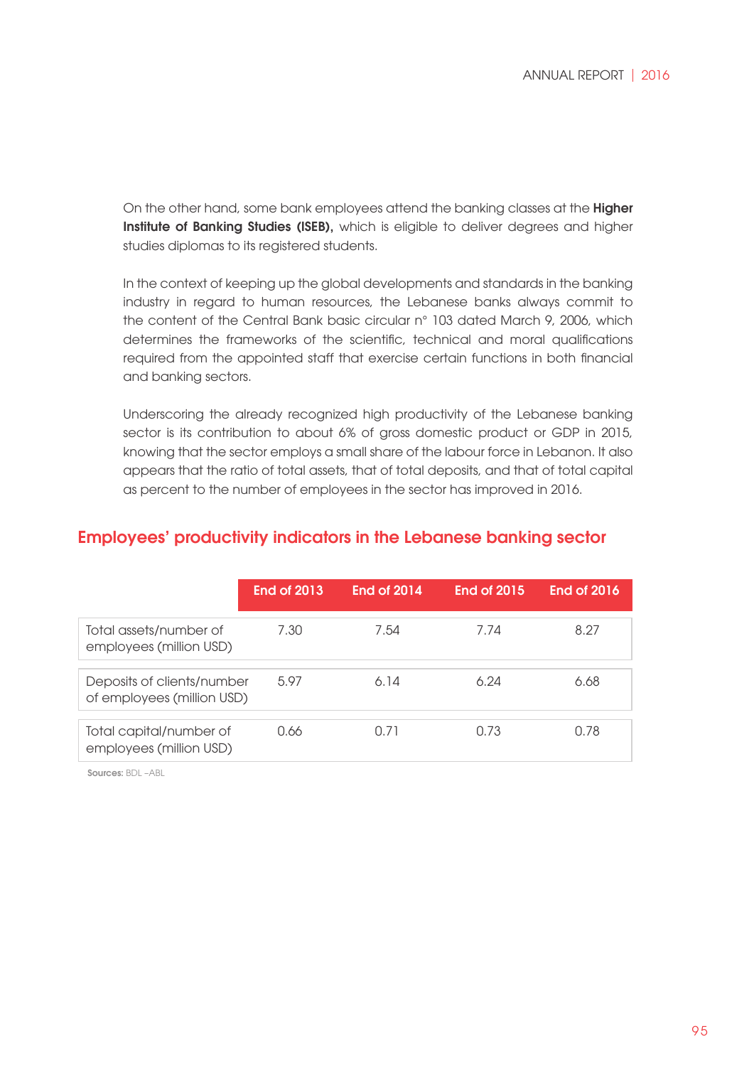On the other hand, some bank employees attend the banking classes at the **Higher Institute of Banking Studies (ISEB),** which is eligible to deliver degrees and higher studies diplomas to its registered students.

In the context of keeping up the global developments and standards in the banking industry in regard to human resources, the Lebanese banks always commit to the content of the Central Bank basic circular n° 103 dated March 9, 2006, which determines the frameworks of the scientific, technical and moral qualifications required from the appointed staff that exercise certain functions in both financial and banking sectors.

Underscoring the already recognized high productivity of the Lebanese banking sector is its contribution to about 6% of gross domestic product or GDP in 2015, knowing that the sector employs a small share of the labour force in Lebanon. It also appears that the ratio of total assets, that of total deposits, and that of total capital as percent to the number of employees in the sector has improved in 2016.

## Employees' productivity indicators in the Lebanese banking sector

| | End of 2013 | End of 2014 | End of 2015 | End of 2016 |
|---|---|---|---|---|
| Total assets/number of employees (million USD) | 7.30 | 7.54 | 7.74 | 8.27 |
| Deposits of clients/number of employees (million USD) | 5.97 | 6.14 | 6.24 | 6.68 |
| Total capital/number of employees (million USD) | 0.66 | 0.71 | 0.73 | 0.78 |

**Sources:** BDL –ABL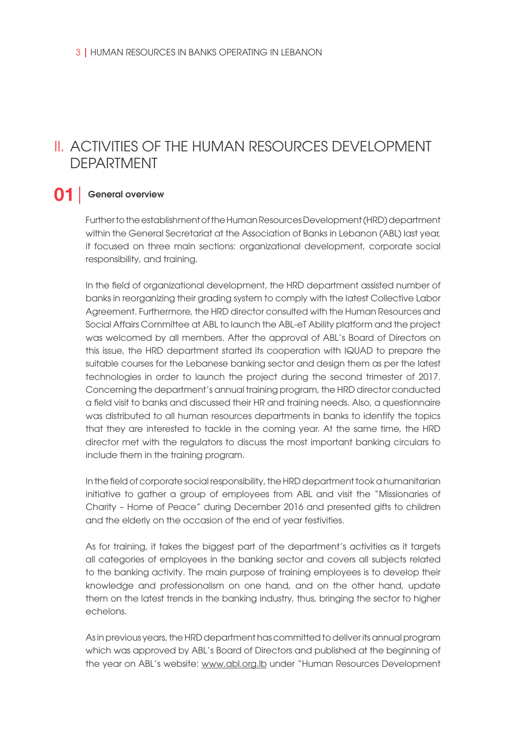# II. ACTIVITIES OF THE HUMAN RESOURCES DEVELOPMENT DEPARTMENT

## 01 | General overview

Further to the establishment of the Human Resources Development (HRD) department within the General Secretariat at the Association of Banks in Lebanon (ABL) last year, it focused on three main sections: organizational development, corporate social responsibility, and training.

In the field of organizational development, the HRD department assisted number of banks in reorganizing their grading system to comply with the latest Collective Labor Agreement. Furthermore, the HRD director consulted with the Human Resources and Social Affairs Committee at ABL to launch the ABL-eT Ability platform and the project was welcomed by all members. After the approval of ABL's Board of Directors on this issue, the HRD department started its cooperation with IQUAD to prepare the suitable courses for the Lebanese banking sector and design them as per the latest technologies in order to launch the project during the second trimester of 2017. Concerning the department's annual training program, the HRD director conducted a field visit to banks and discussed their HR and training needs. Also, a questionnaire was distributed to all human resources departments in banks to identify the topics that they are interested to tackle in the coming year. At the same time, the HRD director met with the regulators to discuss the most important banking circulars to include them in the training program.

In the field of corporate social responsibility, the HRD department took a humanitarian initiative to gather a group of employees from ABL and visit the "Missionaries of Charity – Home of Peace" during December 2016 and presented gifts to children and the elderly on the occasion of the end of year festivities.

As for training, it takes the biggest part of the department's activities as it targets all categories of employees in the banking sector and covers all subjects related to the banking activity. The main purpose of training employees is to develop their knowledge and professionalism on one hand, and on the other hand, update them on the latest trends in the banking industry, thus, bringing the sector to higher echelons.

As in previous years, the HRD department has committed to deliver its annual program which was approved by ABL's Board of Directors and published at the beginning of the year on ABL's website: www.abl.org.lb under "Human Resources Development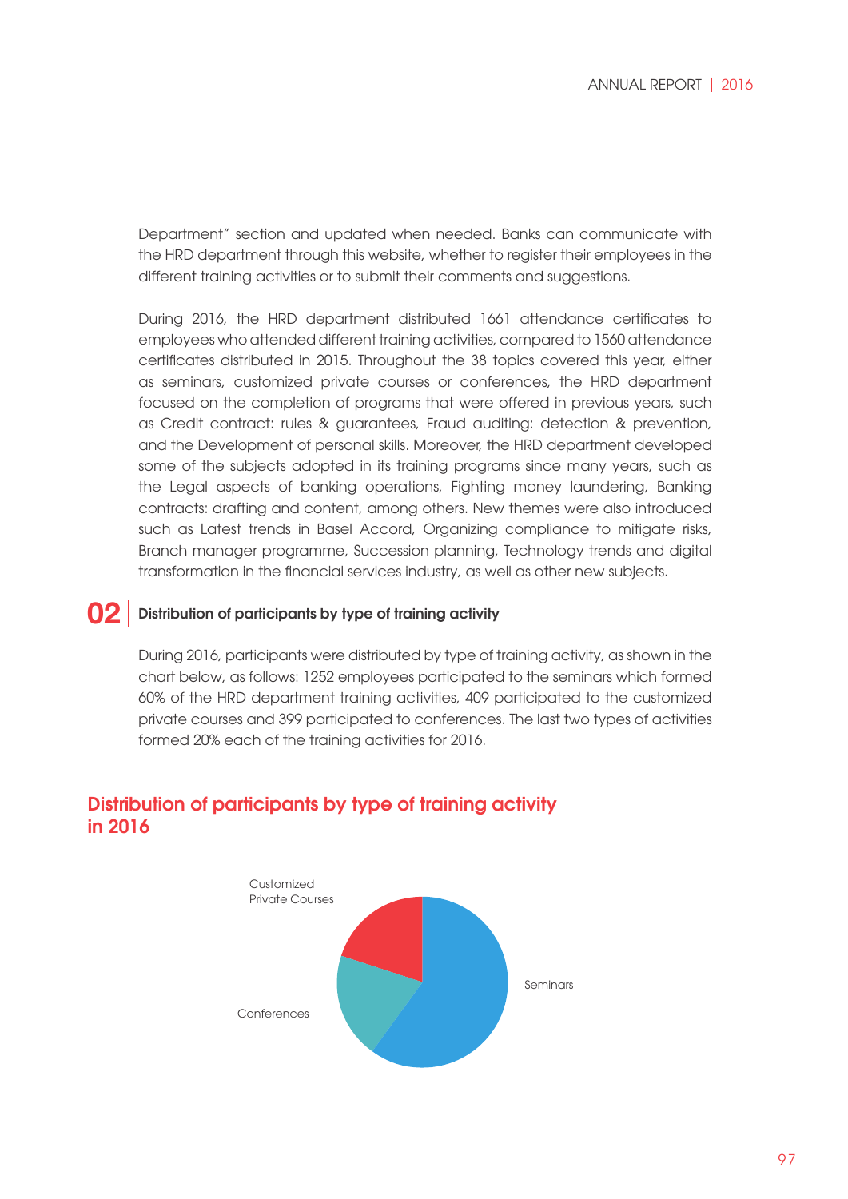Department" section and updated when needed. Banks can communicate with the HRD department through this website, whether to register their employees in the different training activities or to submit their comments and suggestions.

During 2016, the HRD department distributed 1661 attendance certificates to employees who attended different training activities, compared to 1560 attendance certificates distributed in 2015. Throughout the 38 topics covered this year, either as seminars, customized private courses or conferences, the HRD department focused on the completion of programs that were offered in previous years, such as Credit contract: rules & guarantees, Fraud auditing: detection & prevention, and the Development of personal skills. Moreover, the HRD department developed some of the subjects adopted in its training programs since many years, such as the Legal aspects of banking operations, Fighting money laundering, Banking contracts: drafting and content, among others. New themes were also introduced such as Latest trends in Basel Accord, Organizing compliance to mitigate risks, Branch manager programme, Succession planning, Technology trends and digital transformation in the financial services industry, as well as other new subjects.

## 02 Distribution of participants by type of training activity

During 2016, participants were distributed by type of training activity, as shown in the chart below, as follows: 1252 employees participated to the seminars which formed 60% of the HRD department training activities, 409 participated to the customized private courses and 399 participated to conferences. The last two types of activities formed 20% each of the training activities for 2016.

### Distribution of participants by type of training activity in 2016

Customized Private Courses

Seminars

Conferences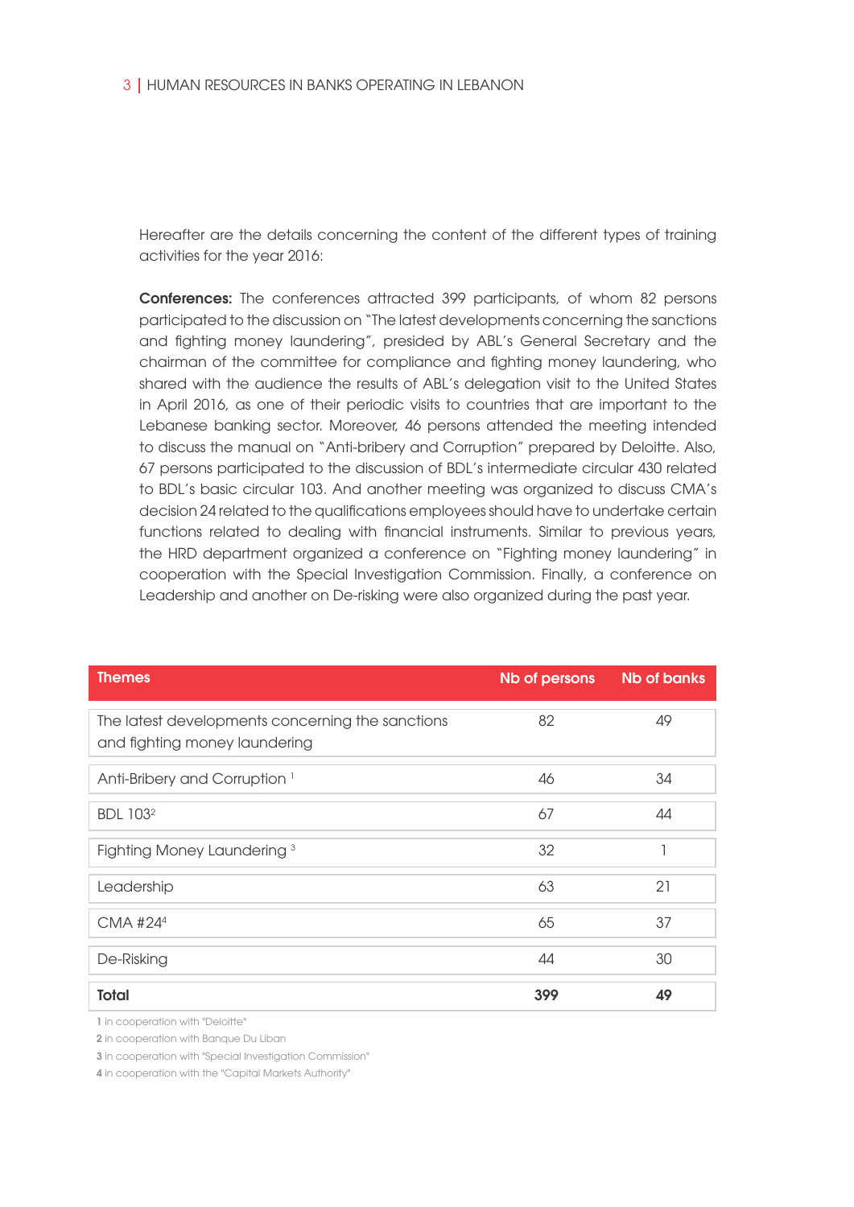Hereafter are the details concerning the content of the different types of training activities for the year 2016:

**Conferences:** The conferences attracted 399 participants, of whom 82 persons participated to the discussion on "The latest developments concerning the sanctions and fighting money laundering", presided by ABL's General Secretary and the chairman of the committee for compliance and fighting money laundering, who shared with the audience the results of ABL's delegation visit to the United States in April 2016, as one of their periodic visits to countries that are important to the Lebanese banking sector. Moreover, 46 persons attended the meeting intended to discuss the manual on "Anti-bribery and Corruption" prepared by Deloitte. Also, 67 persons participated to the discussion of BDL's intermediate circular 430 related to BDL's basic circular 103. And another meeting was organized to discuss CMA's decision 24 related to the qualifications employees should have to undertake certain functions related to dealing with financial instruments. Similar to previous years, the HRD department organized a conference on "Fighting money laundering" in cooperation with the Special Investigation Commission. Finally, a conference on Leadership and another on De-risking were also organized during the past year.

| Themes | Nb of persons | Nb of banks |
|---|---|---|
| The latest developments concerning the sanctions and fighting money laundering | 82 | 49 |
| Anti-Bribery and Corruption [1] | 46 | 34 |
| BDL 103[2] | 67 | 44 |
| Fighting Money Laundering [3] | 32 | 1 |
| Leadership | 63 | 21 |
| CMA #24[4] | 65 | 37 |
| De-Risking | 44 | 30 |
| **Total** | **399** | **49** |

1 in cooperation with "Deloitte"

2 in cooperation with Banque Du Liban

3 in cooperation with "Special Investigation Commission"

4 in cooperation with the "Capital Markets Authority"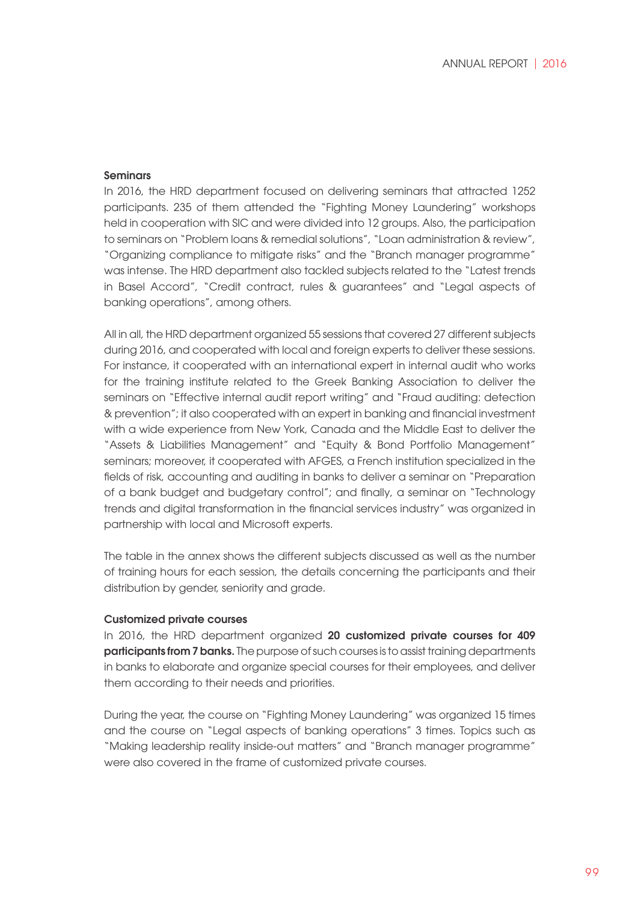### Seminars

In 2016, the HRD department focused on delivering seminars that attracted 1252 participants. 235 of them attended the "Fighting Money Laundering" workshops held in cooperation with SIC and were divided into 12 groups. Also, the participation to seminars on "Problem loans & remedial solutions", "Loan administration & review", "Organizing compliance to mitigate risks" and the "Branch manager programme" was intense. The HRD department also tackled subjects related to the "Latest trends in Basel Accord", "Credit contract, rules & guarantees" and "Legal aspects of banking operations", among others.

All in all, the HRD department organized 55 sessions that covered 27 different subjects during 2016, and cooperated with local and foreign experts to deliver these sessions. For instance, it cooperated with an international expert in internal audit who works for the training institute related to the Greek Banking Association to deliver the seminars on "Effective internal audit report writing" and "Fraud auditing: detection & prevention"; it also cooperated with an expert in banking and financial investment with a wide experience from New York, Canada and the Middle East to deliver the "Assets & Liabilities Management" and "Equity & Bond Portfolio Management" seminars; moreover, it cooperated with AFGES, a French institution specialized in the fields of risk, accounting and auditing in banks to deliver a seminar on "Preparation of a bank budget and budgetary control"; and finally, a seminar on "Technology trends and digital transformation in the financial services industry" was organized in partnership with local and Microsoft experts.

The table in the annex shows the different subjects discussed as well as the number of training hours for each session, the details concerning the participants and their distribution by gender, seniority and grade.

### Customized private courses

In 2016, the HRD department organized **20 customized private courses for 409 participants from 7 banks.** The purpose of such courses is to assist training departments in banks to elaborate and organize special courses for their employees, and deliver them according to their needs and priorities.

During the year, the course on "Fighting Money Laundering" was organized 15 times and the course on "Legal aspects of banking operations" 3 times. Topics such as "Making leadership reality inside-out matters" and "Branch manager programme" were also covered in the frame of customized private courses.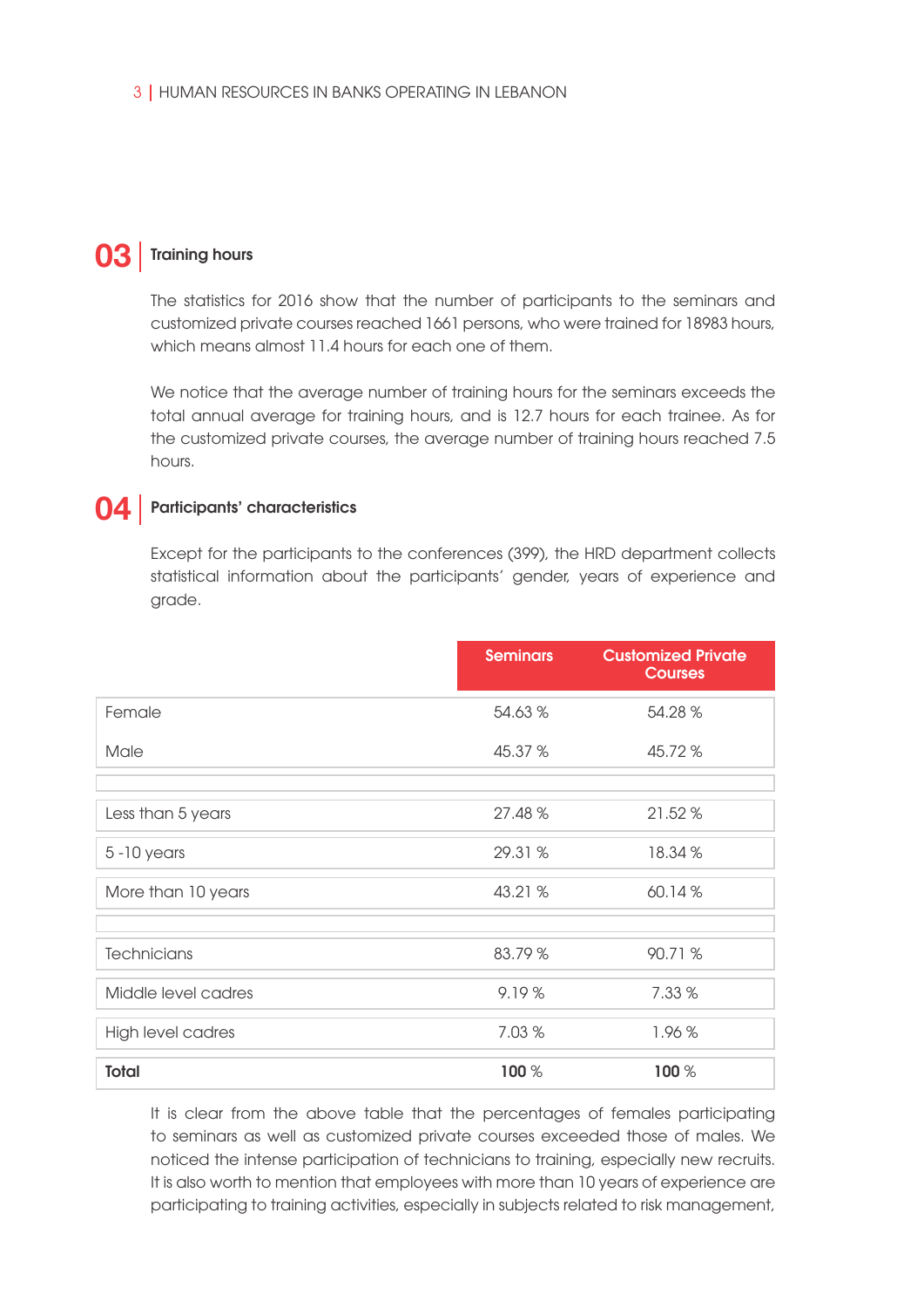## 03 Training hours

The statistics for 2016 show that the number of participants to the seminars and customized private courses reached 1661 persons, who were trained for 18983 hours, which means almost 11.4 hours for each one of them.

We notice that the average number of training hours for the seminars exceeds the total annual average for training hours, and is 12.7 hours for each trainee. As for the customized private courses, the average number of training hours reached 7.5 hours.

## 04 Participants' characteristics

Except for the participants to the conferences (399), the HRD department collects statistical information about the participants' gender, years of experience and grade.

| | Seminars | Customized Private Courses |
|---|---|---|
| Female | 54.63 % | 54.28 % |
| Male | 45.37 % | 45.72 % |
| | | |
| Less than 5 years | 27.48 % | 21.52 % |
| 5 -10 years | 29.31 % | 18.34 % |
| More than 10 years | 43.21 % | 60.14 % |
| | | |
| Technicians | 83.79 % | 90.71 % |
| Middle level cadres | 9.19 % | 7.33 % |
| High level cadres | 7.03 % | 1.96 % |
| **Total** | **100** % | **100** % |

It is clear from the above table that the percentages of females participating to seminars as well as customized private courses exceeded those of males. We noticed the intense participation of technicians to training, especially new recruits. It is also worth to mention that employees with more than 10 years of experience are participating to training activities, especially in subjects related to risk management,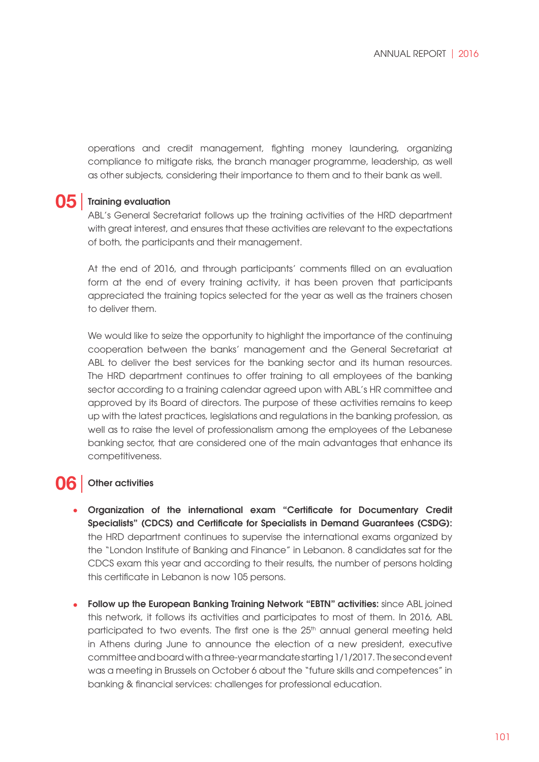operations and credit management, fighting money laundering, organizing compliance to mitigate risks, the branch manager programme, leadership, as well as other subjects, considering their importance to them and to their bank as well.

## 05 Training evaluation

ABL's General Secretariat follows up the training activities of the HRD department with great interest, and ensures that these activities are relevant to the expectations of both, the participants and their management.

At the end of 2016, and through participants' comments filled on an evaluation form at the end of every training activity, it has been proven that participants appreciated the training topics selected for the year as well as the trainers chosen to deliver them.

We would like to seize the opportunity to highlight the importance of the continuing cooperation between the banks' management and the General Secretariat at ABL to deliver the best services for the banking sector and its human resources. The HRD department continues to offer training to all employees of the banking sector according to a training calendar agreed upon with ABL's HR committee and approved by its Board of directors. The purpose of these activities remains to keep up with the latest practices, legislations and regulations in the banking profession, as well as to raise the level of professionalism among the employees of the Lebanese banking sector, that are considered one of the main advantages that enhance its competitiveness.

## 06 Other activities

- **Organization of the international exam "Certificate for Documentary Credit Specialists" (CDCS) and Certificate for Specialists in Demand Guarantees (CSDG):** the HRD department continues to supervise the international exams organized by the "London Institute of Banking and Finance" in Lebanon. 8 candidates sat for the CDCS exam this year and according to their results, the number of persons holding this certificate in Lebanon is now 105 persons.

- **Follow up the European Banking Training Network "EBTN" activities:** since ABL joined this network, it follows its activities and participates to most of them. In 2016, ABL participated to two events. The first one is the 25th annual general meeting held in Athens during June to announce the election of a new president, executive committee and board with a three-year mandate starting 1/1/2017. The second event was a meeting in Brussels on October 6 about the "future skills and competences" in banking & financial services: challenges for professional education.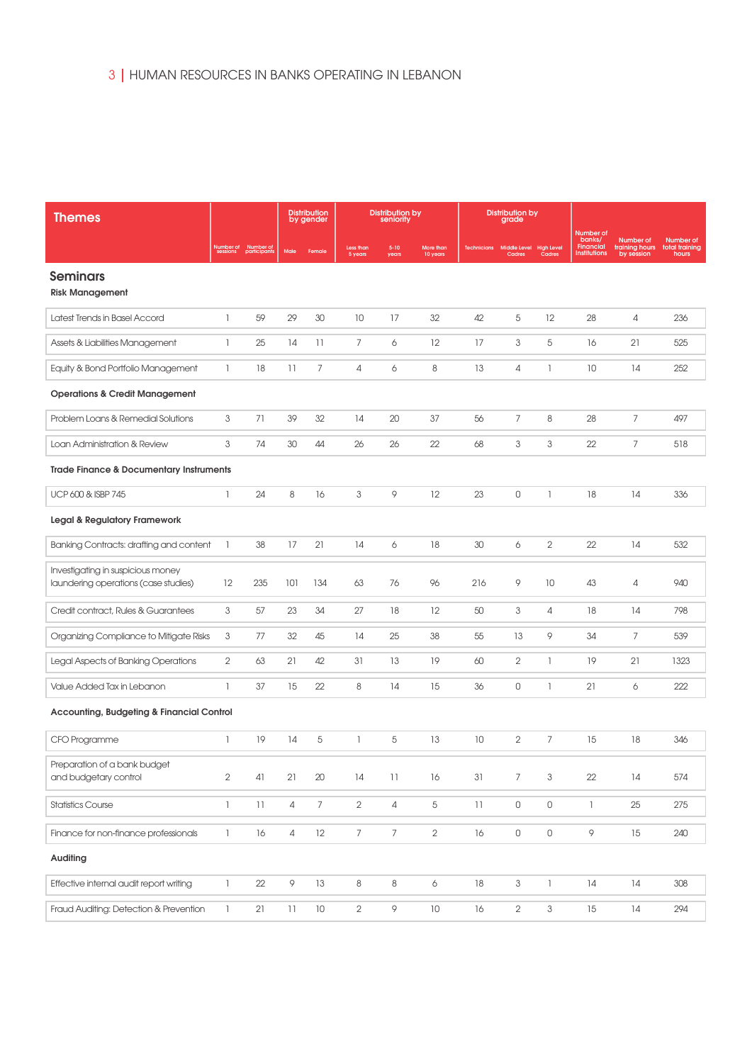# 3 | HUMAN RESOURCES IN BANKS OPERATING IN LEBANON

| Themes | | | Distribution by gender | | Distribution by seniority | | | Distribution by grade | | | | | |
|---|---|---|---|---|---|---|---|---|---|---|---|---|---|
| | Number of sessions | Number of participants | Male | Female | Less than 5 years | 5-10 years | More than 10 years | Technicians | Middle Level Cadres | High Level Cadres | Number of banks/ Financial Institutions | Number of training hours by session | Number of total training hours |
| **Seminars** | | | | | | | | | | | | | |
| **Risk Management** | | | | | | | | | | | | | |
| Latest Trends in Basel Accord | 1 | 59 | 29 | 30 | 10 | 17 | 32 | 42 | 5 | 12 | 28 | 4 | 236 |
| Assets & Liabilities Management | 1 | 25 | 14 | 11 | 7 | 6 | 12 | 17 | 3 | 5 | 16 | 21 | 525 |
| Equity & Bond Portfolio Management | 1 | 18 | 11 | 7 | 4 | 6 | 8 | 13 | 4 | 1 | 10 | 14 | 252 |
| **Operations & Credit Management** | | | | | | | | | | | | | |
| Problem Loans & Remedial Solutions | 3 | 71 | 39 | 32 | 14 | 20 | 37 | 56 | 7 | 8 | 28 | 7 | 497 |
| Loan Administration & Review | 3 | 74 | 30 | 44 | 26 | 26 | 22 | 68 | 3 | 3 | 22 | 7 | 518 |
| **Trade Finance & Documentary Instruments** | | | | | | | | | | | | | |
| UCP 600 & ISBP 745 | 1 | 24 | 8 | 16 | 3 | 9 | 12 | 23 | 0 | 1 | 18 | 14 | 336 |
| **Legal & Regulatory Framework** | | | | | | | | | | | | | |
| Banking Contracts: drafting and content | 1 | 38 | 17 | 21 | 14 | 6 | 18 | 30 | 6 | 2 | 22 | 14 | 532 |
| Investigating in suspicious money laundering operations (case studies) | 12 | 235 | 101 | 134 | 63 | 76 | 96 | 216 | 9 | 10 | 43 | 4 | 940 |
| Credit contract, Rules & Guarantees | 3 | 57 | 23 | 34 | 27 | 18 | 12 | 50 | 3 | 4 | 18 | 14 | 798 |
| Organizing Compliance to Mitigate Risks | 3 | 77 | 32 | 45 | 14 | 25 | 38 | 55 | 13 | 9 | 34 | 7 | 539 |
| Legal Aspects of Banking Operations | 2 | 63 | 21 | 42 | 31 | 13 | 19 | 60 | 2 | 1 | 19 | 21 | 1323 |
| Value Added Tax in Lebanon | 1 | 37 | 15 | 22 | 8 | 14 | 15 | 36 | 0 | 1 | 21 | 6 | 222 |
| **Accounting, Budgeting & Financial Control** | | | | | | | | | | | | | |
| CFO Programme | 1 | 19 | 14 | 5 | 1 | 5 | 13 | 10 | 2 | 7 | 15 | 18 | 346 |
| Preparation of a bank budget and budgetary control | 2 | 41 | 21 | 20 | 14 | 11 | 16 | 31 | 7 | 3 | 22 | 14 | 574 |
| Statistics Course | 1 | 11 | 4 | 7 | 2 | 4 | 5 | 11 | 0 | 0 | 1 | 25 | 275 |
| Finance for non-finance professionals | 1 | 16 | 4 | 12 | 7 | 7 | 2 | 16 | 0 | 0 | 9 | 15 | 240 |
| **Auditing** | | | | | | | | | | | | | |
| Effective internal audit report writing | 1 | 22 | 9 | 13 | 8 | 8 | 6 | 18 | 3 | 1 | 14 | 14 | 308 |
| Fraud Auditing: Detection & Prevention | 1 | 21 | 11 | 10 | 2 | 9 | 10 | 16 | 2 | 3 | 15 | 14 | 294 |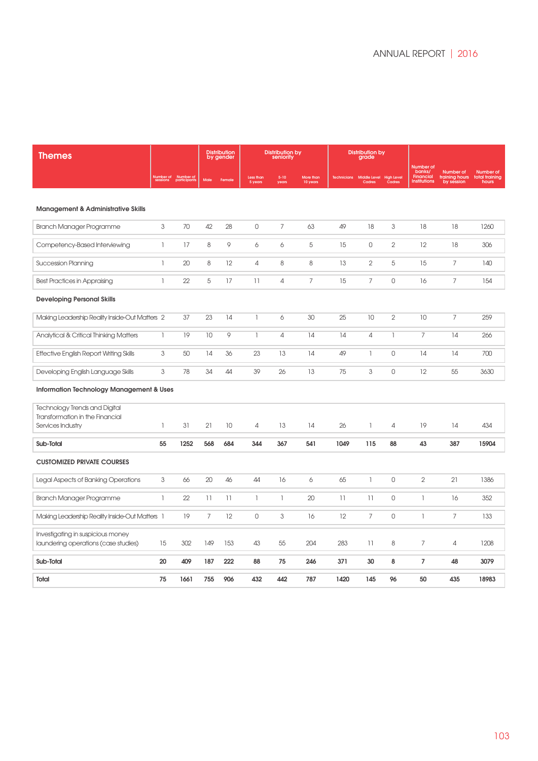| Themes | Number of sessions | Number of participants | Distribution by gender | | Distribution by seniority | | | Distribution by grade | | | Number of banks/ Financial Institutions | Number of training hours by session | Number of total training hours |
|---|---|---|---|---|---|---|---|---|---|---|---|---|---|
| | | | Male | Female | Less than 5 years | 5-10 years | More than 10 years | Technicians | Middle Level Cadres | High Level Cadres | | | |
| **Management & Administrative Skills** | | | | | | | | | | | | | |
| Branch Manager Programme | 3 | 70 | 42 | 28 | 0 | 7 | 63 | 49 | 18 | 3 | 18 | 18 | 1260 |
| Competency-Based Interviewing | 1 | 17 | 8 | 9 | 6 | 6 | 5 | 15 | 0 | 2 | 12 | 18 | 306 |
| Succession Planning | 1 | 20 | 8 | 12 | 4 | 8 | 8 | 13 | 2 | 5 | 15 | 7 | 140 |
| Best Practices in Appraising | 1 | 22 | 5 | 17 | 11 | 4 | 7 | 15 | 7 | 0 | 16 | 7 | 154 |
| **Developing Personal Skills** | | | | | | | | | | | | | |
| Making Leadership Reality Inside-Out Matters | 2 | 37 | 23 | 14 | 1 | 6 | 30 | 25 | 10 | 2 | 10 | 7 | 259 |
| Analytical & Critical Thinking Matters | 1 | 19 | 10 | 9 | 1 | 4 | 14 | 14 | 4 | 1 | 7 | 14 | 266 |
| Effective English Report Writing Skills | 3 | 50 | 14 | 36 | 23 | 13 | 14 | 49 | 1 | 0 | 14 | 14 | 700 |
| Developing English Language Skills | 3 | 78 | 34 | 44 | 39 | 26 | 13 | 75 | 3 | 0 | 12 | 55 | 3630 |
| **Information Technology Management & Uses** | | | | | | | | | | | | | |
| Technology Trends and Digital Transformation in the Financial Services Industry | 1 | 31 | 21 | 10 | 4 | 13 | 14 | 26 | 1 | 4 | 19 | 14 | 434 |
| **Sub-Total** | **55** | **1252** | **568** | **684** | **344** | **367** | **541** | **1049** | **115** | **88** | **43** | **387** | **15904** |
| **CUSTOMIZED PRIVATE COURSES** | | | | | | | | | | | | | |
| Legal Aspects of Banking Operations | 3 | 66 | 20 | 46 | 44 | 16 | 6 | 65 | 1 | 0 | 2 | 21 | 1386 |
| Branch Manager Programme | 1 | 22 | 11 | 11 | 1 | 1 | 20 | 11 | 11 | 0 | 1 | 16 | 352 |
| Making Leadership Reality Inside-Out Matters | 1 | 19 | 7 | 12 | 0 | 3 | 16 | 12 | 7 | 0 | 1 | 7 | 133 |
| Investigating in suspicious money laundering operations (case studies) | 15 | 302 | 149 | 153 | 43 | 55 | 204 | 283 | 11 | 8 | 7 | 4 | 1208 |
| **Sub-Total** | **20** | **409** | **187** | **222** | **88** | **75** | **246** | **371** | **30** | **8** | **7** | **48** | **3079** |
| **Total** | **75** | **1661** | **755** | **906** | **432** | **442** | **787** | **1420** | **145** | **96** | **50** | **435** | **18983** |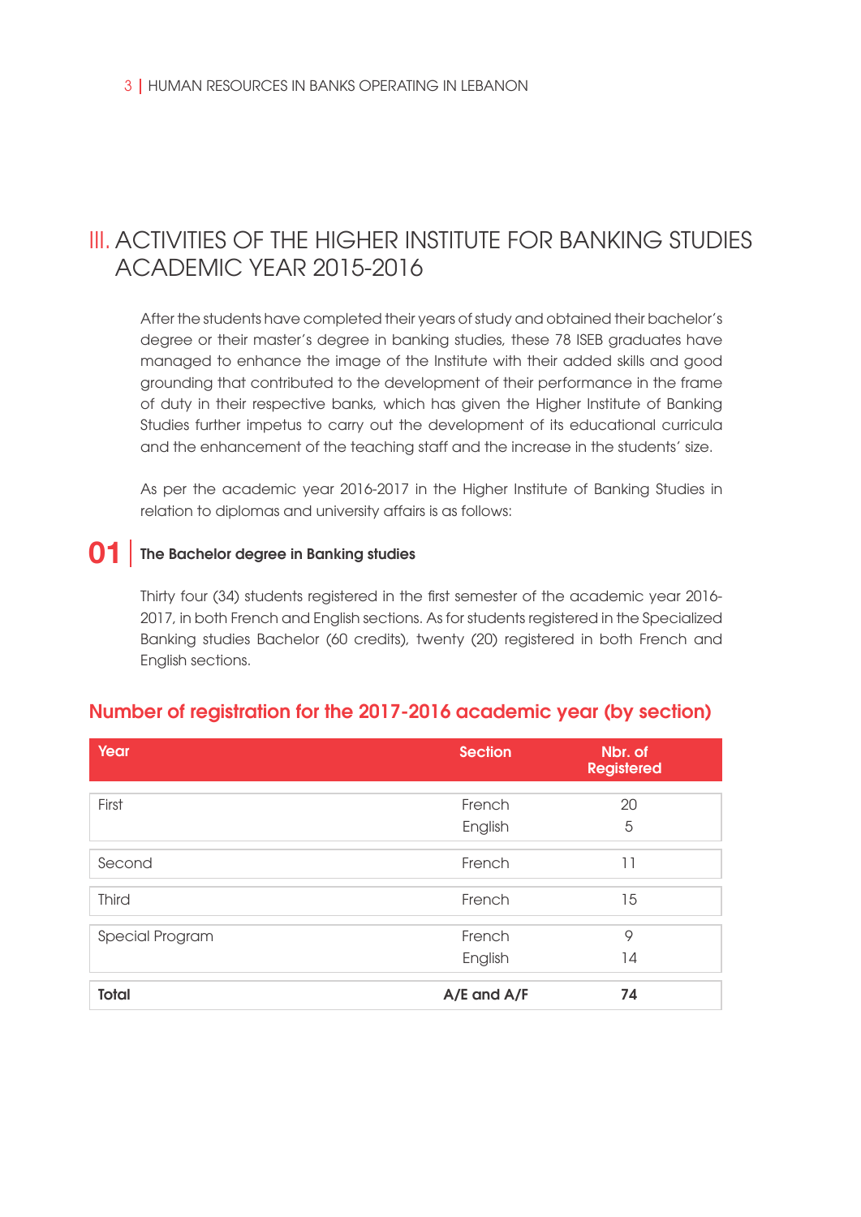# III. ACTIVITIES OF THE HIGHER INSTITUTE FOR BANKING STUDIES ACADEMIC YEAR 2015-2016

After the students have completed their years of study and obtained their bachelor's degree or their master's degree in banking studies, these 78 ISEB graduates have managed to enhance the image of the Institute with their added skills and good grounding that contributed to the development of their performance in the frame of duty in their respective banks, which has given the Higher Institute of Banking Studies further impetus to carry out the development of its educational curricula and the enhancement of the teaching staff and the increase in the students' size.

As per the academic year 2016-2017 in the Higher Institute of Banking Studies in relation to diplomas and university affairs is as follows:

## 01 The Bachelor degree in Banking studies

Thirty four (34) students registered in the first semester of the academic year 2016-2017, in both French and English sections. As for students registered in the Specialized Banking studies Bachelor (60 credits), twenty (20) registered in both French and English sections.

### Number of registration for the 2017-2016 academic year (by section)

| Year | Section | Nbr. of Registered |
|---|---|---|
| First | French | 20 |
| | English | 5 |
| Second | French | 11 |
| Third | French | 15 |
| Special Program | French | 9 |
| | English | 14 |
| **Total** | **A/E and A/F** | **74** |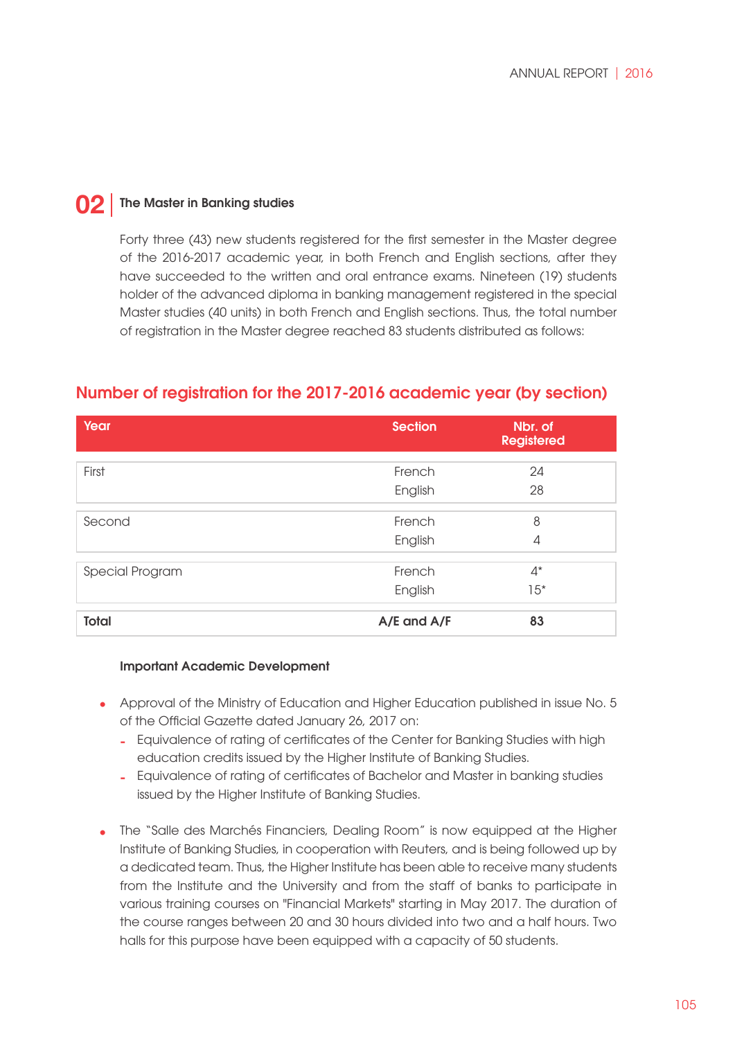## 02 The Master in Banking studies

Forty three (43) new students registered for the first semester in the Master degree of the 2016-2017 academic year, in both French and English sections, after they have succeeded to the written and oral entrance exams. Nineteen (19) students holder of the advanced diploma in banking management registered in the special Master studies (40 units) in both French and English sections. Thus, the total number of registration in the Master degree reached 83 students distributed as follows:

### Number of registration for the 2017-2016 academic year (by section)

| Year | Section | Nbr. of Registered |
|---|---|---|
| First | French | 24 |
| | English | 28 |
| Second | French | 8 |
| | English | 4 |
| Special Program | French | 4* |
| | English | 15* |
| **Total** | **A/E and A/F** | **83** |

**Important Academic Development**

- Approval of the Ministry of Education and Higher Education published in issue No. 5 of the Official Gazette dated January 26, 2017 on:
  - Equivalence of rating of certificates of the Center for Banking Studies with high education credits issued by the Higher Institute of Banking Studies.
  - Equivalence of rating of certificates of Bachelor and Master in banking studies issued by the Higher Institute of Banking Studies.
- The "Salle des Marchés Financiers, Dealing Room" is now equipped at the Higher Institute of Banking Studies, in cooperation with Reuters, and is being followed up by a dedicated team. Thus, the Higher Institute has been able to receive many students from the Institute and the University and from the staff of banks to participate in various training courses on "Financial Markets" starting in May 2017. The duration of the course ranges between 20 and 30 hours divided into two and a half hours. Two halls for this purpose have been equipped with a capacity of 50 students.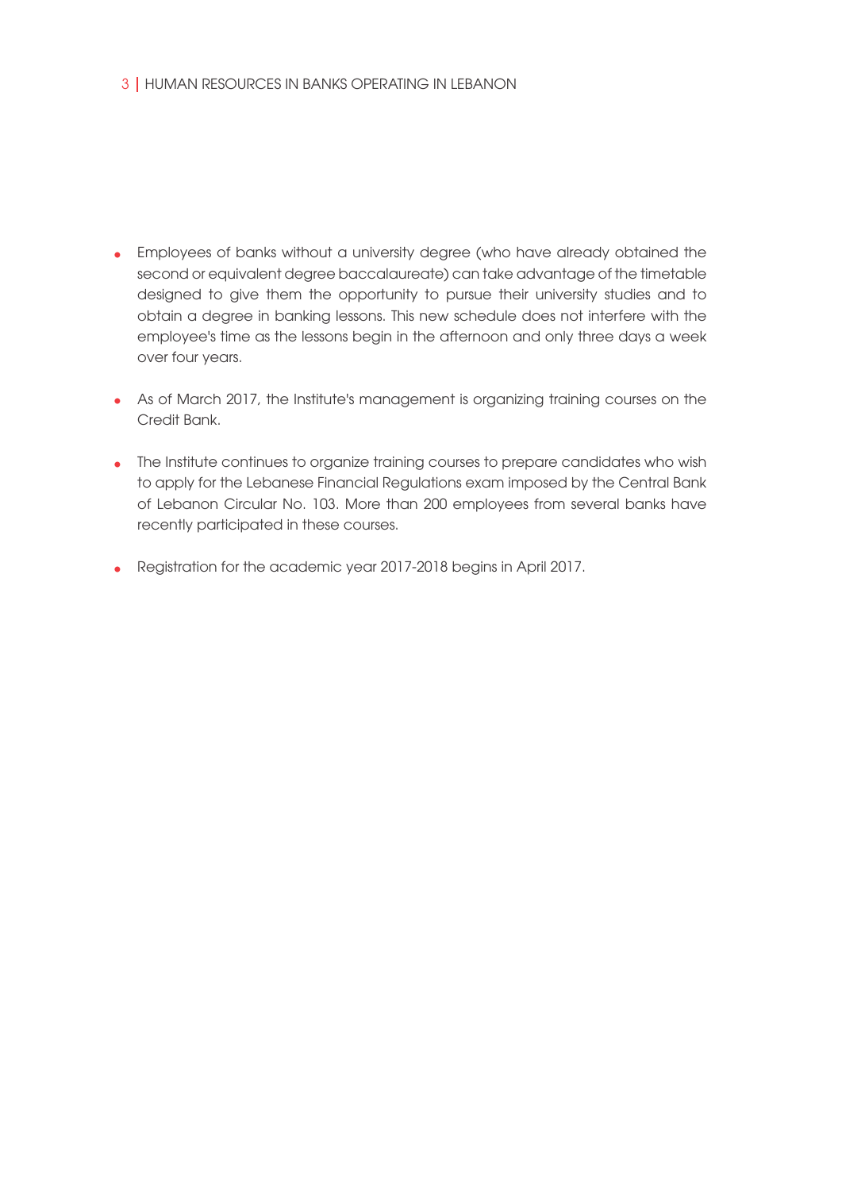- Employees of banks without a university degree (who have already obtained the second or equivalent degree baccalaureate) can take advantage of the timetable designed to give them the opportunity to pursue their university studies and to obtain a degree in banking lessons. This new schedule does not interfere with the employee's time as the lessons begin in the afternoon and only three days a week over four years.

- As of March 2017, the Institute's management is organizing training courses on the Credit Bank.

- The Institute continues to organize training courses to prepare candidates who wish to apply for the Lebanese Financial Regulations exam imposed by the Central Bank of Lebanon Circular No. 103. More than 200 employees from several banks have recently participated in these courses.

- Registration for the academic year 2017-2018 begins in April 2017.